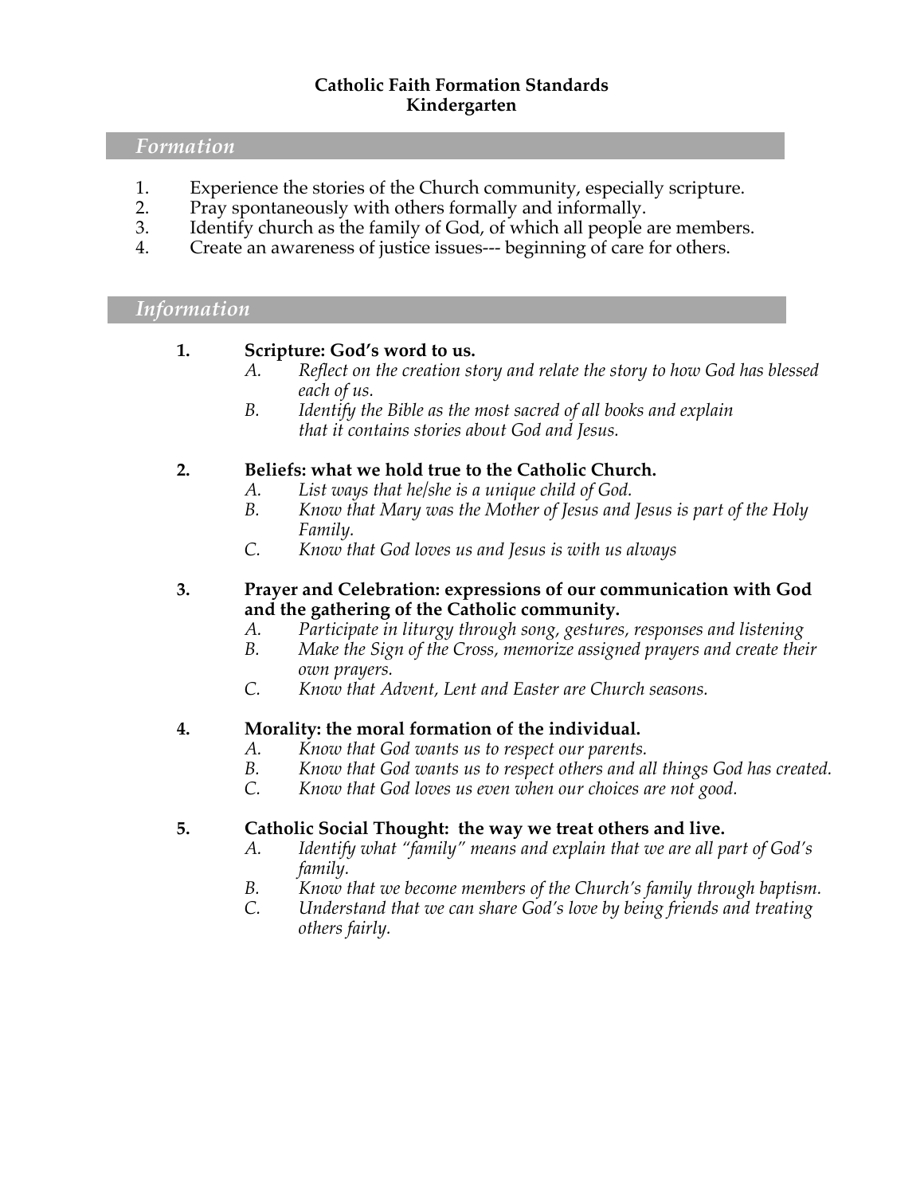**Catholic Faith Formation Standards**
**Kindergarten**

## *Formation*

1. Experience the stories of the Church community, especially scripture.
2. Pray spontaneously with others formally and informally.
3. Identify church as the family of God, of which all people are members.
4. Create an awareness of justice issues--- beginning of care for others.

## *Information*

1. **Scripture: God's word to us.**
   - A. *Reflect on the creation story and relate the story to how God has blessed each of us.*
   - B. *Identify the Bible as the most sacred of all books and explain that it contains stories about God and Jesus.*

2. **Beliefs: what we hold true to the Catholic Church.**
   - A. *List ways that he/she is a unique child of God.*
   - B. *Know that Mary was the Mother of Jesus and Jesus is part of the Holy Family.*
   - C. *Know that God loves us and Jesus is with us always*

3. **Prayer and Celebration: expressions of our communication with God and the gathering of the Catholic community.**
   - A. *Participate in liturgy through song, gestures, responses and listening*
   - B. *Make the Sign of the Cross, memorize assigned prayers and create their own prayers.*
   - C. *Know that Advent, Lent and Easter are Church seasons.*

4. **Morality: the moral formation of the individual.**
   - A. *Know that God wants us to respect our parents.*
   - B. *Know that God wants us to respect others and all things God has created.*
   - C. *Know that God loves us even when our choices are not good.*

5. **Catholic Social Thought: the way we treat others and live.**
   - A. *Identify what "family" means and explain that we are all part of God's family.*
   - B. *Know that we become members of the Church's family through baptism.*
   - C. *Understand that we can share God's love by being friends and treating others fairly.*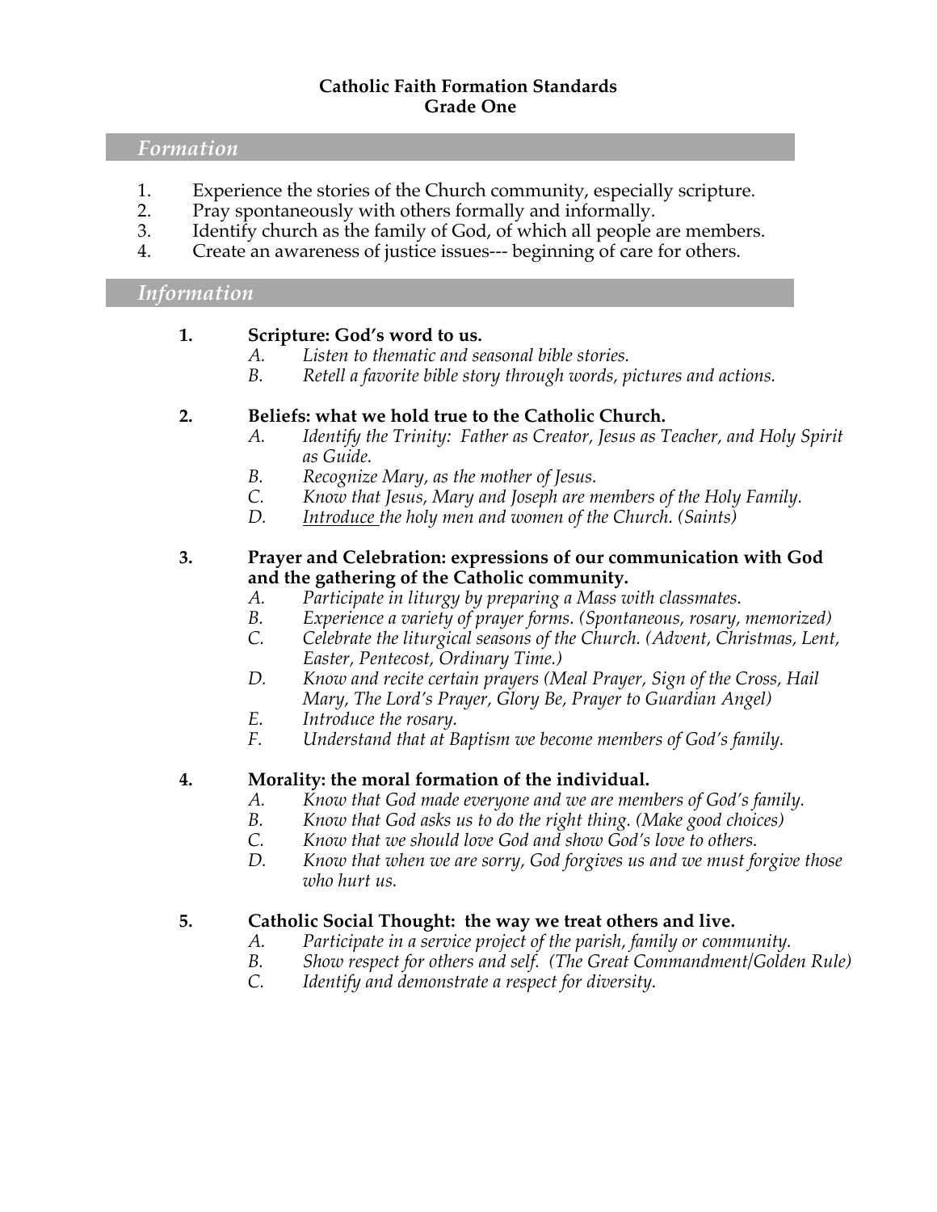**Catholic Faith Formation Standards**
**Grade One**

## *Formation*

1. Experience the stories of the Church community, especially scripture.
2. Pray spontaneously with others formally and informally.
3. Identify church as the family of God, of which all people are members.
4. Create an awareness of justice issues--- beginning of care for others.

## *Information*

1. **Scripture: God's word to us.**
   - A. *Listen to thematic and seasonal bible stories.*
   - B. *Retell a favorite bible story through words, pictures and actions.*

2. **Beliefs: what we hold true to the Catholic Church.**
   - A. *Identify the Trinity: Father as Creator, Jesus as Teacher, and Holy Spirit as Guide.*
   - B. *Recognize Mary, as the mother of Jesus.*
   - C. *Know that Jesus, Mary and Joseph are members of the Holy Family.*
   - D. *<u>Introduce</u> the holy men and women of the Church. (Saints)*

3. **Prayer and Celebration: expressions of our communication with God and the gathering of the Catholic community.**
   - A. *Participate in liturgy by preparing a Mass with classmates.*
   - B. *Experience a variety of prayer forms. (Spontaneous, rosary, memorized)*
   - C. *Celebrate the liturgical seasons of the Church. (Advent, Christmas, Lent, Easter, Pentecost, Ordinary Time.)*
   - D. *Know and recite certain prayers (Meal Prayer, Sign of the Cross, Hail Mary, The Lord's Prayer, Glory Be, Prayer to Guardian Angel)*
   - E. *Introduce the rosary.*
   - F. *Understand that at Baptism we become members of God's family.*

4. **Morality: the moral formation of the individual.**
   - A. *Know that God made everyone and we are members of God's family.*
   - B. *Know that God asks us to do the right thing. (Make good choices)*
   - C. *Know that we should love God and show God's love to others.*
   - D. *Know that when we are sorry, God forgives us and we must forgive those who hurt us.*

5. **Catholic Social Thought: the way we treat others and live.**
   - A. *Participate in a service project of the parish, family or community.*
   - B. *Show respect for others and self. (The Great Commandment/Golden Rule)*
   - C. *Identify and demonstrate a respect for diversity.*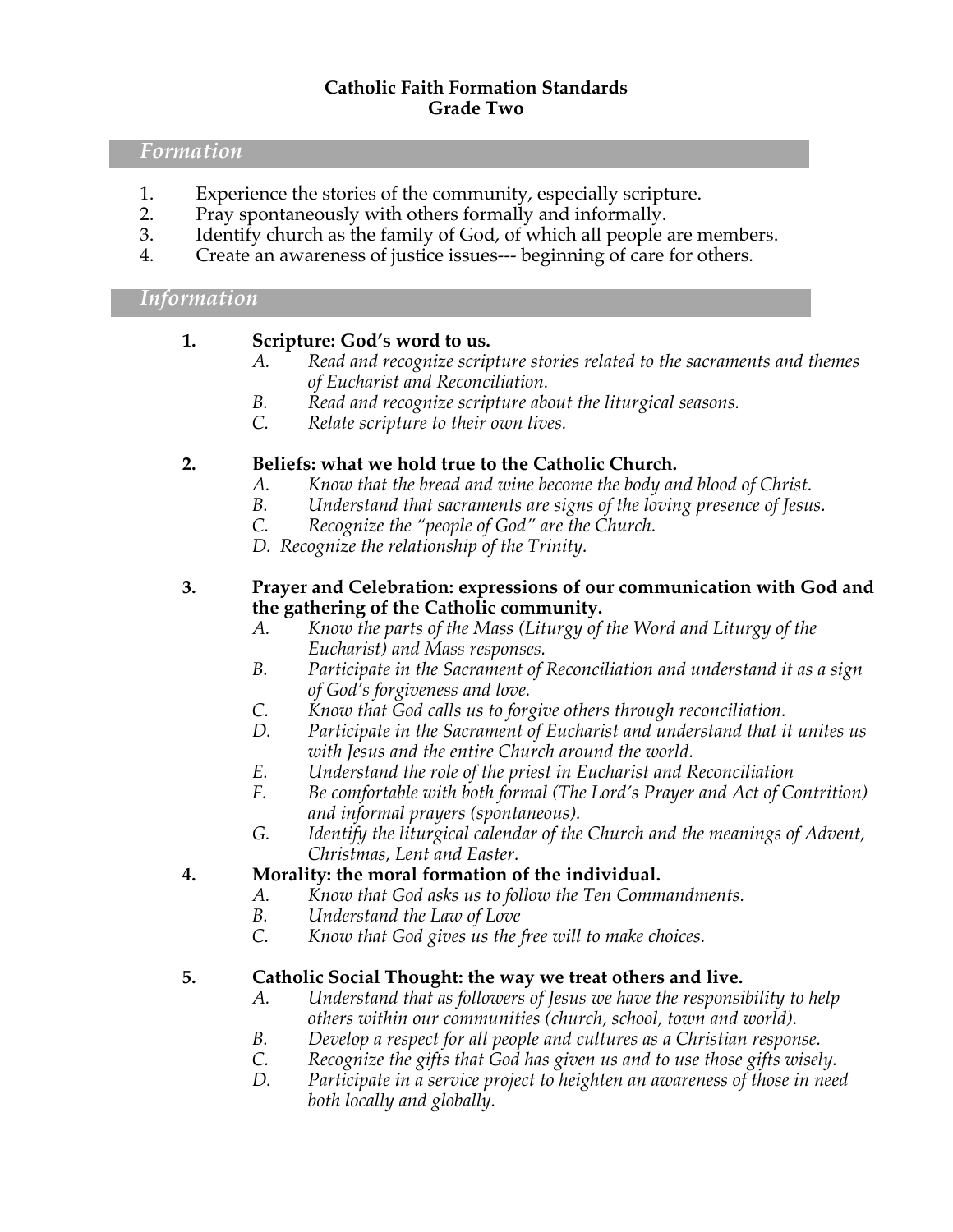**Catholic Faith Formation Standards**
**Grade Two**

## *Formation*

1. Experience the stories of the community, especially scripture.
2. Pray spontaneously with others formally and informally.
3. Identify church as the family of God, of which all people are members.
4. Create an awareness of justice issues--- beginning of care for others.

## *Information*

1. **Scripture: God's word to us.**
   - A. *Read and recognize scripture stories related to the sacraments and themes of Eucharist and Reconciliation.*
   - B. *Read and recognize scripture about the liturgical seasons.*
   - C. *Relate scripture to their own lives.*

2. **Beliefs: what we hold true to the Catholic Church.**
   - A. *Know that the bread and wine become the body and blood of Christ.*
   - B. *Understand that sacraments are signs of the loving presence of Jesus.*
   - C. *Recognize the "people of God" are the Church.*
   - D. *Recognize the relationship of the Trinity.*

3. **Prayer and Celebration: expressions of our communication with God and the gathering of the Catholic community.**
   - A. *Know the parts of the Mass (Liturgy of the Word and Liturgy of the Eucharist) and Mass responses.*
   - B. *Participate in the Sacrament of Reconciliation and understand it as a sign of God's forgiveness and love.*
   - C. *Know that God calls us to forgive others through reconciliation.*
   - D. *Participate in the Sacrament of Eucharist and understand that it unites us with Jesus and the entire Church around the world.*
   - E. *Understand the role of the priest in Eucharist and Reconciliation*
   - F. *Be comfortable with both formal (The Lord's Prayer and Act of Contrition) and informal prayers (spontaneous).*
   - G. *Identify the liturgical calendar of the Church and the meanings of Advent, Christmas, Lent and Easter.*

4. **Morality: the moral formation of the individual.**
   - A. *Know that God asks us to follow the Ten Commandments.*
   - B. *Understand the Law of Love*
   - C. *Know that God gives us the free will to make choices.*

5. **Catholic Social Thought: the way we treat others and live.**
   - A. *Understand that as followers of Jesus we have the responsibility to help others within our communities (church, school, town and world).*
   - B. *Develop a respect for all people and cultures as a Christian response.*
   - C. *Recognize the gifts that God has given us and to use those gifts wisely.*
   - D. *Participate in a service project to heighten an awareness of those in need both locally and globally.*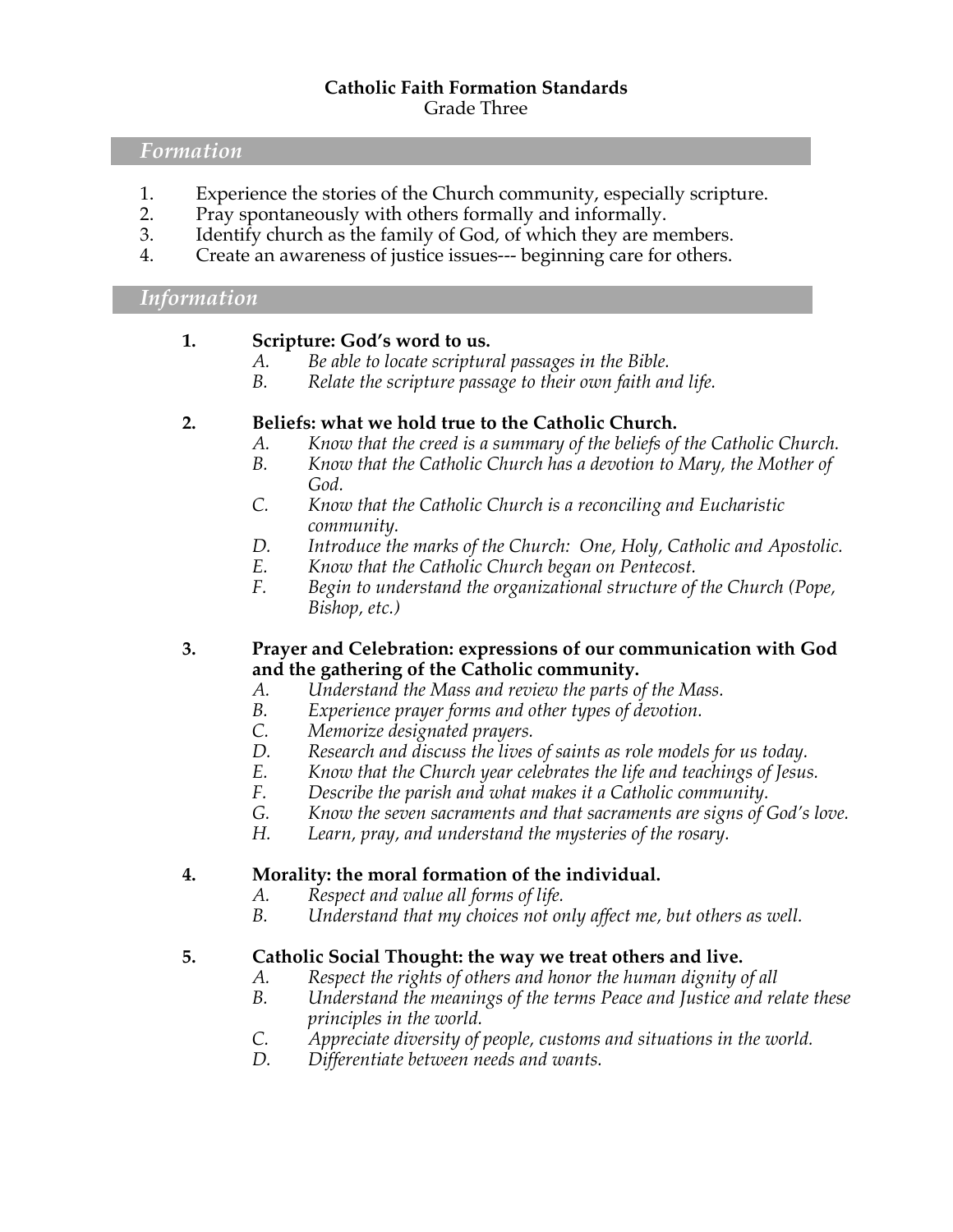**Catholic Faith Formation Standards**
Grade Three

## *Formation*

1. Experience the stories of the Church community, especially scripture.
2. Pray spontaneously with others formally and informally.
3. Identify church as the family of God, of which they are members.
4. Create an awareness of justice issues--- beginning care for others.

## *Information*

**1. Scripture: God's word to us.**
   - *A. Be able to locate scriptural passages in the Bible.*
   - *B. Relate the scripture passage to their own faith and life.*

**2. Beliefs: what we hold true to the Catholic Church.**
   - *A. Know that the creed is a summary of the beliefs of the Catholic Church.*
   - *B. Know that the Catholic Church has a devotion to Mary, the Mother of God.*
   - *C. Know that the Catholic Church is a reconciling and Eucharistic community.*
   - *D. Introduce the marks of the Church: One, Holy, Catholic and Apostolic.*
   - *E. Know that the Catholic Church began on Pentecost.*
   - *F. Begin to understand the organizational structure of the Church (Pope, Bishop, etc.)*

**3. Prayer and Celebration: expressions of our communication with God and the gathering of the Catholic community.**
   - *A. Understand the Mass and review the parts of the Mass.*
   - *B. Experience prayer forms and other types of devotion.*
   - *C. Memorize designated prayers.*
   - *D. Research and discuss the lives of saints as role models for us today.*
   - *E. Know that the Church year celebrates the life and teachings of Jesus.*
   - *F. Describe the parish and what makes it a Catholic community.*
   - *G. Know the seven sacraments and that sacraments are signs of God's love.*
   - *H. Learn, pray, and understand the mysteries of the rosary.*

**4. Morality: the moral formation of the individual.**
   - *A. Respect and value all forms of life.*
   - *B. Understand that my choices not only affect me, but others as well.*

**5. Catholic Social Thought: the way we treat others and live.**
   - *A. Respect the rights of others and honor the human dignity of all*
   - *B. Understand the meanings of the terms Peace and Justice and relate these principles in the world.*
   - *C. Appreciate diversity of people, customs and situations in the world.*
   - *D. Differentiate between needs and wants.*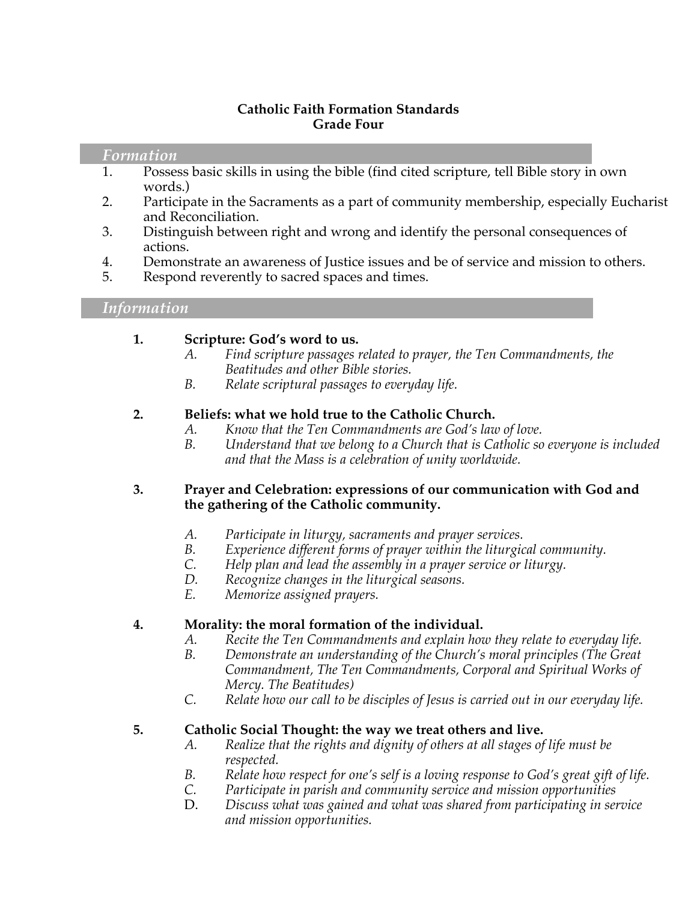**Catholic Faith Formation Standards**
**Grade Four**

## *Formation*

1. Possess basic skills in using the bible (find cited scripture, tell Bible story in own words.)
2. Participate in the Sacraments as a part of community membership, especially Eucharist and Reconciliation.
3. Distinguish between right and wrong and identify the personal consequences of actions.
4. Demonstrate an awareness of Justice issues and be of service and mission to others.
5. Respond reverently to sacred spaces and times.

## *Information*

1. **Scripture: God's word to us.**
   - A. *Find scripture passages related to prayer, the Ten Commandments, the Beatitudes and other Bible stories.*
   - B. *Relate scriptural passages to everyday life.*

2. **Beliefs: what we hold true to the Catholic Church.**
   - A. *Know that the Ten Commandments are God's law of love.*
   - B. *Understand that we belong to a Church that is Catholic so everyone is included and that the Mass is a celebration of unity worldwide.*

3. **Prayer and Celebration: expressions of our communication with God and the gathering of the Catholic community.**
   - A. *Participate in liturgy, sacraments and prayer services.*
   - B. *Experience different forms of prayer within the liturgical community.*
   - C. *Help plan and lead the assembly in a prayer service or liturgy.*
   - D. *Recognize changes in the liturgical seasons.*
   - E. *Memorize assigned prayers.*

4. **Morality: the moral formation of the individual.**
   - A. *Recite the Ten Commandments and explain how they relate to everyday life.*
   - B. *Demonstrate an understanding of the Church's moral principles (The Great Commandment, The Ten Commandments, Corporal and Spiritual Works of Mercy. The Beatitudes)*
   - C. *Relate how our call to be disciples of Jesus is carried out in our everyday life.*

5. **Catholic Social Thought: the way we treat others and live.**
   - A. *Realize that the rights and dignity of others at all stages of life must be respected.*
   - B. *Relate how respect for one's self is a loving response to God's great gift of life.*
   - C. *Participate in parish and community service and mission opportunities*
   - D. *Discuss what was gained and what was shared from participating in service and mission opportunities.*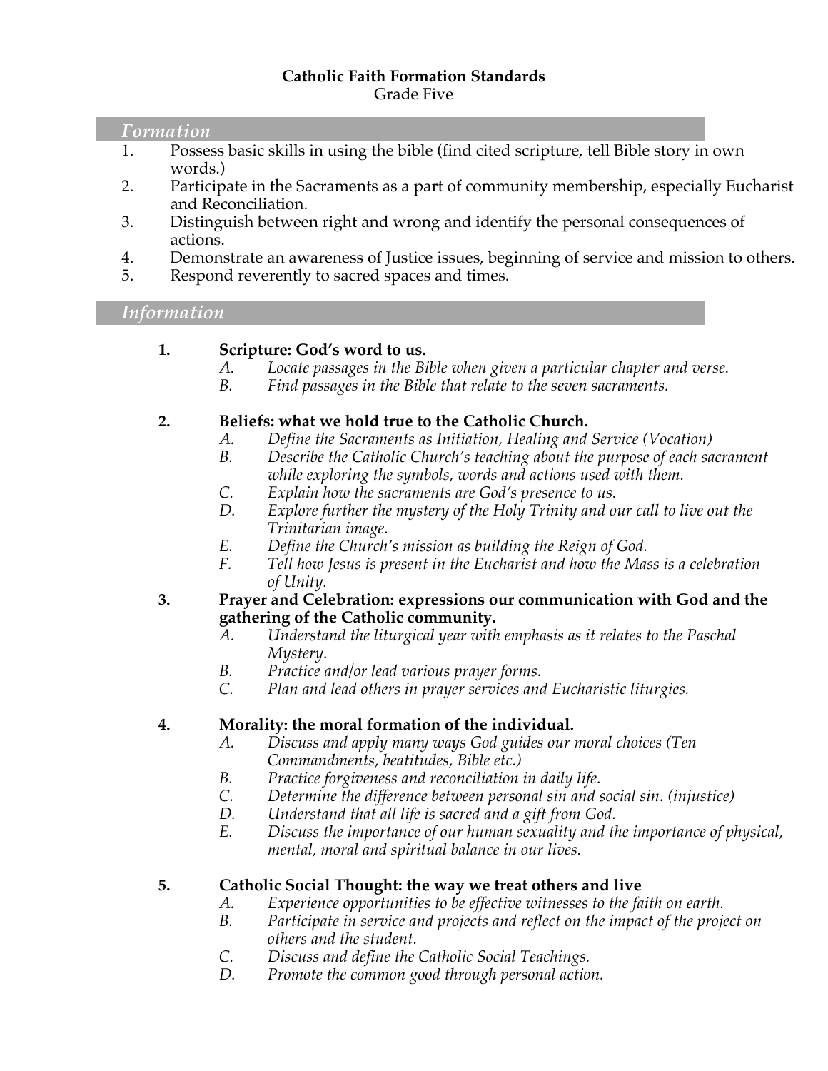**Catholic Faith Formation Standards**
Grade Five

## *Formation*

1. Possess basic skills in using the bible (find cited scripture, tell Bible story in own words.)
2. Participate in the Sacraments as a part of community membership, especially Eucharist and Reconciliation.
3. Distinguish between right and wrong and identify the personal consequences of actions.
4. Demonstrate an awareness of Justice issues, beginning of service and mission to others.
5. Respond reverently to sacred spaces and times.

## *Information*

1. **Scripture: God's word to us.**
   - A. *Locate passages in the Bible when given a particular chapter and verse.*
   - B. *Find passages in the Bible that relate to the seven sacraments.*

2. **Beliefs: what we hold true to the Catholic Church.**
   - A. *Define the Sacraments as Initiation, Healing and Service (Vocation)*
   - B. *Describe the Catholic Church's teaching about the purpose of each sacrament while exploring the symbols, words and actions used with them.*
   - C. *Explain how the sacraments are God's presence to us.*
   - D. *Explore further the mystery of the Holy Trinity and our call to live out the Trinitarian image.*
   - E. *Define the Church's mission as building the Reign of God.*
   - F. *Tell how Jesus is present in the Eucharist and how the Mass is a celebration of Unity.*

3. **Prayer and Celebration: expressions our communication with God and the gathering of the Catholic community.**
   - A. *Understand the liturgical year with emphasis as it relates to the Paschal Mystery.*
   - B. *Practice and/or lead various prayer forms.*
   - C. *Plan and lead others in prayer services and Eucharistic liturgies.*

4. **Morality: the moral formation of the individual.**
   - A. *Discuss and apply many ways God guides our moral choices (Ten Commandments, beatitudes, Bible etc.)*
   - B. *Practice forgiveness and reconciliation in daily life.*
   - C. *Determine the difference between personal sin and social sin. (injustice)*
   - D. *Understand that all life is sacred and a gift from God.*
   - E. *Discuss the importance of our human sexuality and the importance of physical, mental, moral and spiritual balance in our lives.*

5. **Catholic Social Thought: the way we treat others and live**
   - A. *Experience opportunities to be effective witnesses to the faith on earth.*
   - B. *Participate in service and projects and reflect on the impact of the project on others and the student.*
   - C. *Discuss and define the Catholic Social Teachings.*
   - D. *Promote the common good through personal action.*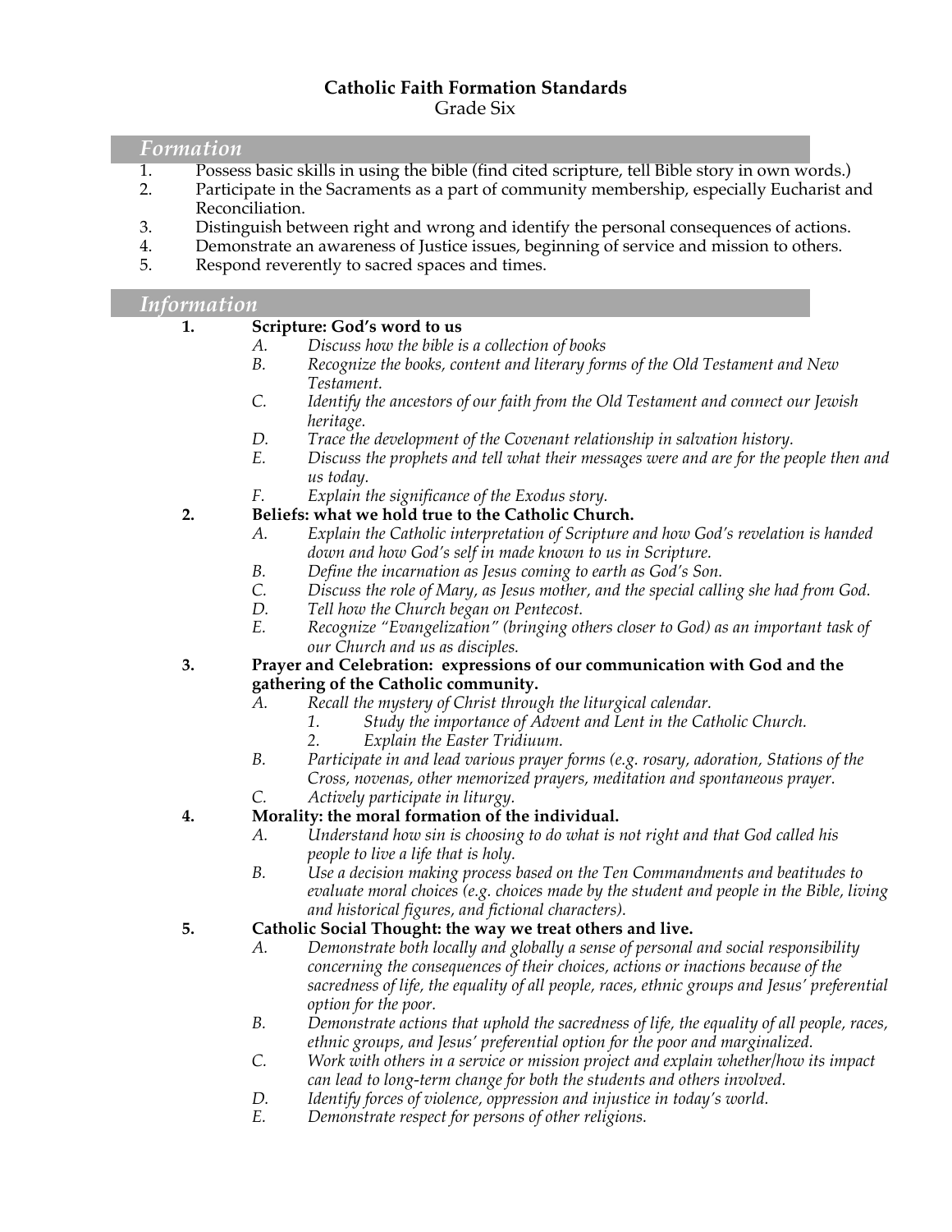**Catholic Faith Formation Standards**
Grade Six

## *Formation*

1. Possess basic skills in using the bible (find cited scripture, tell Bible story in own words.)
2. Participate in the Sacraments as a part of community membership, especially Eucharist and Reconciliation.
3. Distinguish between right and wrong and identify the personal consequences of actions.
4. Demonstrate an awareness of Justice issues, beginning of service and mission to others.
5. Respond reverently to sacred spaces and times.

## *Information*

1. **Scripture: God's word to us**
   - A. *Discuss how the bible is a collection of books*
   - B. *Recognize the books, content and literary forms of the Old Testament and New Testament.*
   - C. *Identify the ancestors of our faith from the Old Testament and connect our Jewish heritage.*
   - D. *Trace the development of the Covenant relationship in salvation history.*
   - E. *Discuss the prophets and tell what their messages were and are for the people then and us today.*
   - F. *Explain the significance of the Exodus story.*
2. **Beliefs: what we hold true to the Catholic Church.**
   - A. *Explain the Catholic interpretation of Scripture and how God's revelation is handed down and how God's self in made known to us in Scripture.*
   - B. *Define the incarnation as Jesus coming to earth as God's Son.*
   - C. *Discuss the role of Mary, as Jesus mother, and the special calling she had from God.*
   - D. *Tell how the Church began on Pentecost.*
   - E. *Recognize "Evangelization" (bringing others closer to God) as an important task of our Church and us as disciples.*
3. **Prayer and Celebration: expressions of our communication with God and the gathering of the Catholic community.**
   - A. *Recall the mystery of Christ through the liturgical calendar.*
     1. *Study the importance of Advent and Lent in the Catholic Church.*
     2. *Explain the Easter Tridiuum.*
   - B. *Participate in and lead various prayer forms (e.g. rosary, adoration, Stations of the Cross, novenas, other memorized prayers, meditation and spontaneous prayer.*
   - C. *Actively participate in liturgy.*
4. **Morality: the moral formation of the individual.**
   - A. *Understand how sin is choosing to do what is not right and that God called his people to live a life that is holy.*
   - B. *Use a decision making process based on the Ten Commandments and beatitudes to evaluate moral choices (e.g. choices made by the student and people in the Bible, living and historical figures, and fictional characters).*
5. **Catholic Social Thought: the way we treat others and live.**
   - A. *Demonstrate both locally and globally a sense of personal and social responsibility concerning the consequences of their choices, actions or inactions because of the sacredness of life, the equality of all people, races, ethnic groups and Jesus' preferential option for the poor.*
   - B. *Demonstrate actions that uphold the sacredness of life, the equality of all people, races, ethnic groups, and Jesus' preferential option for the poor and marginalized.*
   - C. *Work with others in a service or mission project and explain whether/how its impact can lead to long-term change for both the students and others involved.*
   - D. *Identify forces of violence, oppression and injustice in today's world.*
   - E. *Demonstrate respect for persons of other religions.*